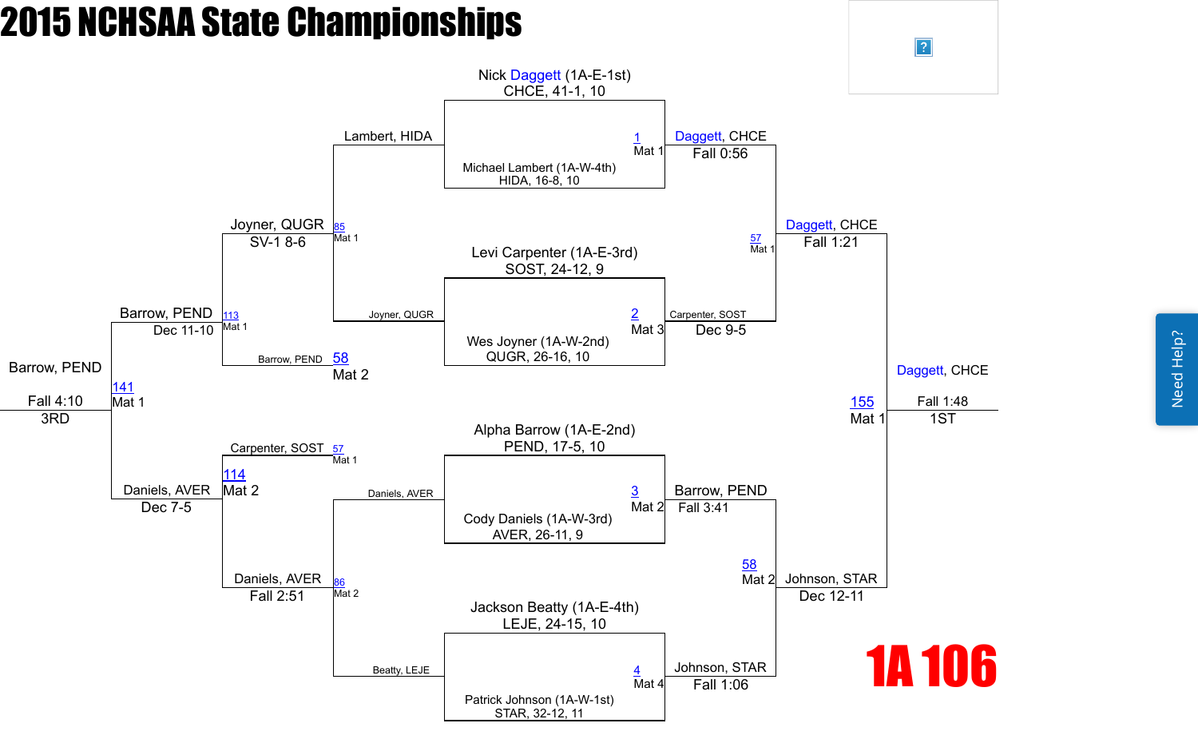# 2015 NCHSAA State Championships

## 1A 106

### Championship Bracket

**Quarterfinals**

- Match 1 (Mat 1): Nick Daggett (1A-E-1st), CHCE, 41-1, 10 vs. Michael Lambert (1A-W-4th), HIDA, 16-8, 10 — Winner: Daggett, CHCE, Fall 0:56
- Match 2 (Mat 3): Levi Carpenter (1A-E-3rd), SOST, 24-12, 9 vs. Wes Joyner (1A-W-2nd), QUGR, 26-16, 10 — Winner: Carpenter, SOST, Dec 9-5
- Match 3 (Mat 2): Alpha Barrow (1A-E-2nd), PEND, 17-5, 10 vs. Cody Daniels (1A-W-3rd), AVER, 26-11, 9 — Winner: Barrow, PEND, Fall 3:41
- Match 4 (Mat 4): Jackson Beatty (1A-E-4th), LEJE, 24-15, 10 vs. Patrick Johnson (1A-W-1st), STAR, 32-12, 11 — Winner: Johnson, STAR, Fall 1:06

**Semifinals**

- Match 57 (Mat 1): Daggett, CHCE vs. Carpenter, SOST — Winner: Daggett, CHCE, Fall 1:21
- Match 58 (Mat 2): Barrow, PEND vs. Johnson, STAR — Winner: Johnson, STAR, Dec 12-11

**Final**

- Match 155 (Mat 1): Daggett, CHCE vs. Johnson, STAR — Winner: Daggett, CHCE, Fall 1:48 — 1ST

### Consolation Bracket

- Match 85 (Mat 1): Lambert, HIDA vs. Joyner, QUGR — Winner: Joyner, QUGR, SV-1 8-6
- Match 86 (Mat 2): Daniels, AVER vs. Beatty, LEJE — Winner: Daniels, AVER, Fall 2:51
- Match 113 (Mat 1): Joyner, QUGR vs. Barrow, PEND (loser of 58, Mat 2) — Winner: Barrow, PEND, Dec 11-10
- Match 114 (Mat 2): Carpenter, SOST (loser of 57, Mat 1) vs. Daniels, AVER — Winner: Daniels, AVER, Dec 7-5
- Match 141 (Mat 1): Barrow, PEND vs. Daniels, AVER — Winner: Barrow, PEND, Fall 4:10 — 3RD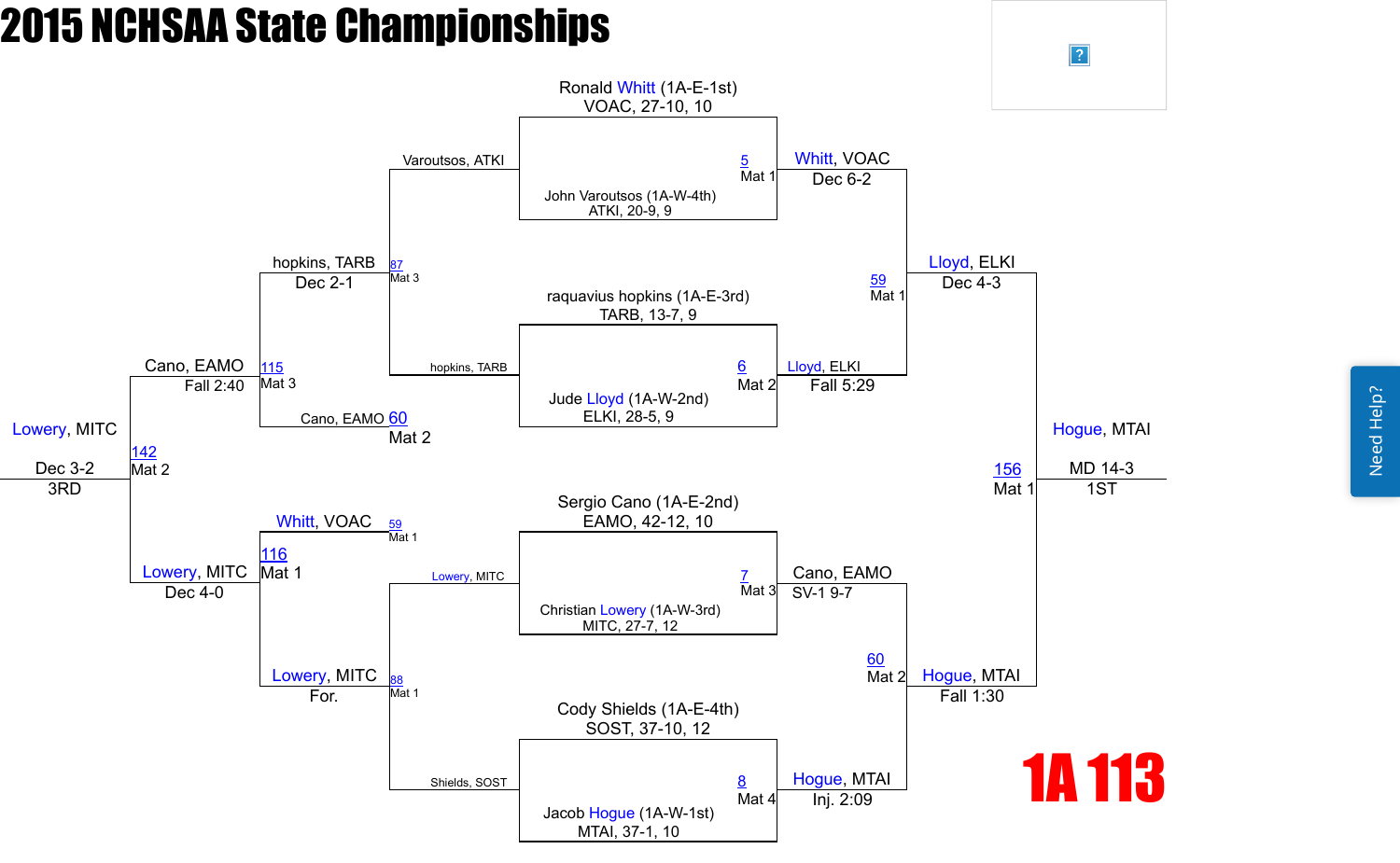# 2015 NCHSAA State Championships

## 1A 113

### Championship Bracket

**Quarterfinals**

| Bout | Mat | Wrestler 1 | Wrestler 2 | Winner | Result |
|---|---|---|---|---|---|
| 5 | Mat 1 | Ronald Whitt (1A-E-1st) VOAC, 27-10, 10 | John Varoutsos (1A-W-4th) ATKI, 20-9, 9 | Whitt, VOAC | Dec 6-2 |
| 6 | Mat 2 | raquavius hopkins (1A-E-3rd) TARB, 13-7, 9 | Jude Lloyd (1A-W-2nd) ELKI, 28-5, 9 | Lloyd, ELKI | Fall 5:29 |
| 7 | Mat 3 | Sergio Cano (1A-E-2nd) EAMO, 42-12, 10 | Christian Lowery (1A-W-3rd) MITC, 27-7, 12 | Cano, EAMO | SV-1 9-7 |
| 8 | Mat 4 | Cody Shields (1A-E-4th) SOST, 37-10, 12 | Jacob Hogue (1A-W-1st) MTAI, 37-1, 10 | Hogue, MTAI | Inj. 2:09 |

**Semifinals**

| Bout | Mat | Wrestler 1 | Wrestler 2 | Winner | Result |
|---|---|---|---|---|---|
| 59 | Mat 1 | Whitt, VOAC | Lloyd, ELKI | Lloyd, ELKI | Dec 4-3 |
| 60 | Mat 2 | Cano, EAMO | Hogue, MTAI | Hogue, MTAI | Fall 1:30 |

**Final**

| Bout | Mat | Wrestler 1 | Wrestler 2 | Winner | Result |
|---|---|---|---|---|---|
| 156 | Mat 1 | Lloyd, ELKI | Hogue, MTAI | Hogue, MTAI | MD 14-3 (1ST) |

### Consolation Bracket

| Bout | Mat | Wrestler 1 | Wrestler 2 | Winner | Result |
|---|---|---|---|---|---|
| 87 | Mat 3 | Varoutsos, ATKI | hopkins, TARB | hopkins, TARB | Dec 2-1 |
| 88 | Mat 1 | Lowery, MITC | Shields, SOST | Lowery, MITC | For. |
| 115 | Mat 3 | hopkins, TARB | Cano, EAMO (60, Mat 2) | Cano, EAMO | Fall 2:40 |
| 116 | Mat 1 | Whitt, VOAC (59, Mat 1) | Lowery, MITC | Lowery, MITC | Dec 4-0 |
| 142 | Mat 2 | Cano, EAMO | Lowery, MITC | Lowery, MITC | Dec 3-2 (3RD) |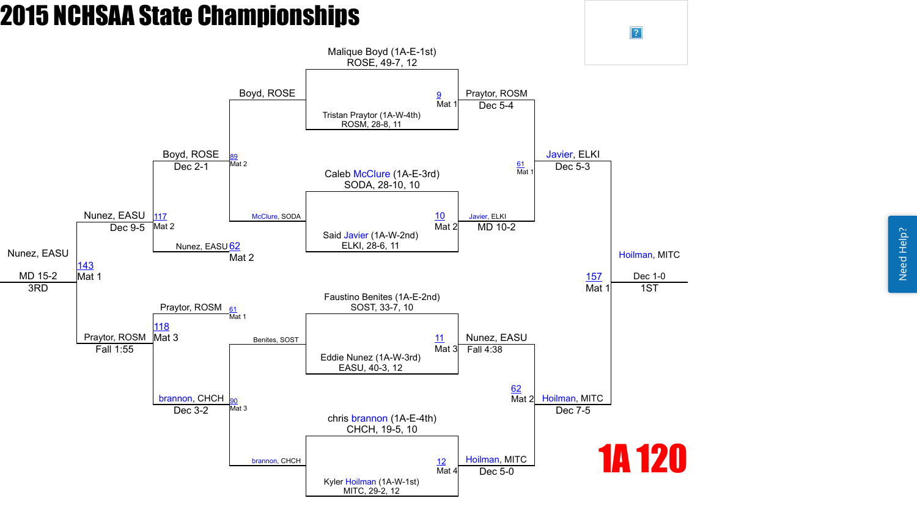# 2015 NCHSAA State Championships

## 1A 120

### Championship Bracket

**First Round**

| Bout | Mat | Wrestler 1 | Wrestler 2 | Winner | Result |
|---|---|---|---|---|---|
| 9 | Mat 1 | Malique Boyd (1A-E-1st) ROSE, 49-7, 12 | Tristan Praytor (1A-W-4th) ROSM, 28-8, 11 | Praytor, ROSM | Dec 5-4 |
| 10 | Mat 2 | Caleb McClure (1A-E-3rd) SODA, 28-10, 10 | Said Javier (1A-W-2nd) ELKI, 28-6, 11 | Javier, ELKI | MD 10-2 |
| 11 | Mat 3 | Faustino Benites (1A-E-2nd) SOST, 33-7, 10 | Eddie Nunez (1A-W-3rd) EASU, 40-3, 12 | Nunez, EASU | Fall 4:38 |
| 12 | Mat 4 | chris brannon (1A-E-4th) CHCH, 19-5, 10 | Kyler Hoilman (1A-W-1st) MITC, 29-2, 12 | Hoilman, MITC | Dec 5-0 |

**Semifinals**

| Bout | Mat | Winner | Result |
|---|---|---|---|
| 61 | Mat 1 | Javier, ELKI | Dec 5-3 |
| 62 | Mat 2 | Hoilman, MITC | Dec 7-5 |

**Final**

| Bout | Mat | Winner | Result | Place |
|---|---|---|---|---|
| 157 | Mat 1 | Hoilman, MITC | Dec 1-0 | 1ST |

### Consolation Bracket

| Bout | Mat | Wrestler 1 | Wrestler 2 | Winner | Result |
|---|---|---|---|---|---|
| 89 | Mat 2 | Boyd, ROSE | McClure, SODA | Boyd, ROSE | Dec 2-1 |
| 90 | Mat 3 | Benites, SOST | brannon, CHCH | brannon, CHCH | Dec 3-2 |
| 117 | Mat 2 | Boyd, ROSE | Nunez, EASU (62) | Nunez, EASU | Dec 9-5 |
| 118 | Mat 3 | Praytor, ROSM (61) | brannon, CHCH | Praytor, ROSM | Fall 1:55 |
| 143 | Mat 1 | Nunez, EASU | Praytor, ROSM | Nunez, EASU | MD 15-2 (3RD) |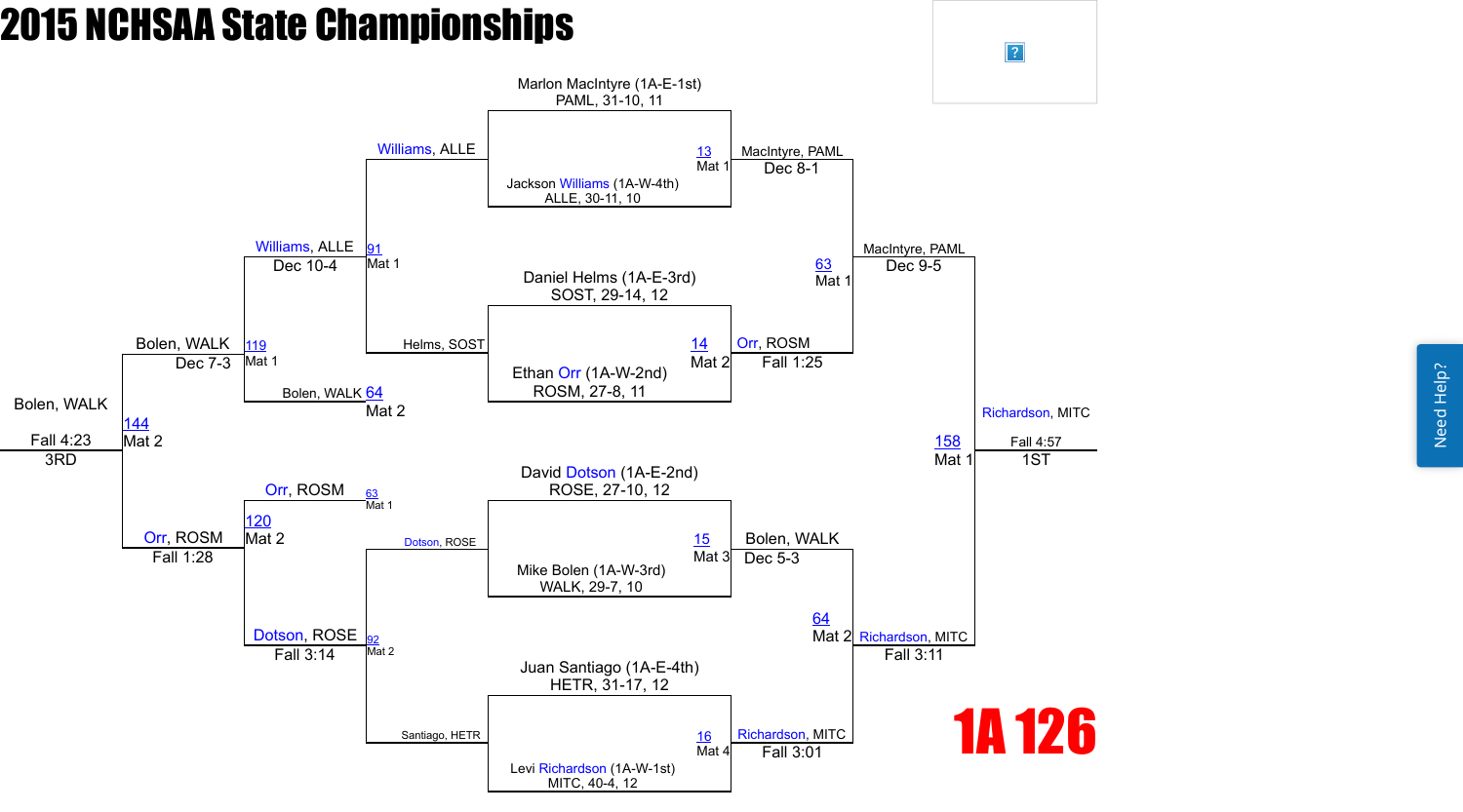# 2015 NCHSAA State Championships

## 1A 126

### Championship Bracket

**First Round**

- Marlon MacIntyre (1A-E-1st), PAML, 31-10, 11 vs. Jackson Williams (1A-W-4th), ALLE, 30-11, 10 — Bout 13, Mat 1 — MacIntyre, PAML, Dec 8-1
- Daniel Helms (1A-E-3rd), SOST, 29-14, 12 vs. Ethan Orr (1A-W-2nd), ROSM, 27-8, 11 — Bout 14, Mat 2 — Orr, ROSM, Fall 1:25
- David Dotson (1A-E-2nd), ROSE, 27-10, 12 vs. Mike Bolen (1A-W-3rd), WALK, 29-7, 10 — Bout 15, Mat 3 — Bolen, WALK, Dec 5-3
- Juan Santiago (1A-E-4th), HETR, 31-17, 12 vs. Levi Richardson (1A-W-1st), MITC, 40-4, 12 — Bout 16, Mat 4 — Richardson, MITC, Fall 3:01

**Semifinals**

- MacIntyre, PAML vs. Orr, ROSM — Bout 63, Mat 1 — MacIntyre, PAML, Dec 9-5
- Bolen, WALK vs. Richardson, MITC — Bout 64, Mat 2 — Richardson, MITC, Fall 3:11

**Final**

- MacIntyre, PAML vs. Richardson, MITC — Bout 158, Mat 1 — Richardson, MITC, Fall 4:57 — 1ST

### Consolation Bracket

**Consolation First Round**

- Williams, ALLE vs. Helms, SOST — Bout 91, Mat 1 — Williams, ALLE, Dec 10-4
- Dotson, ROSE vs. Santiago, HETR — Bout 92, Mat 2 — Dotson, ROSE, Fall 3:14

**Consolation Semifinals**

- Williams, ALLE vs. Bolen, WALK (Bout 64, Mat 2) — Bout 119, Mat 1 — Bolen, WALK, Dec 7-3
- Orr, ROSM (Bout 63, Mat 1) vs. Dotson, ROSE — Bout 120, Mat 2 — Orr, ROSM, Fall 1:28

**Third Place**

- Bolen, WALK vs. Orr, ROSM — Bout 144, Mat 2 — Bolen, WALK, Fall 4:23 — 3RD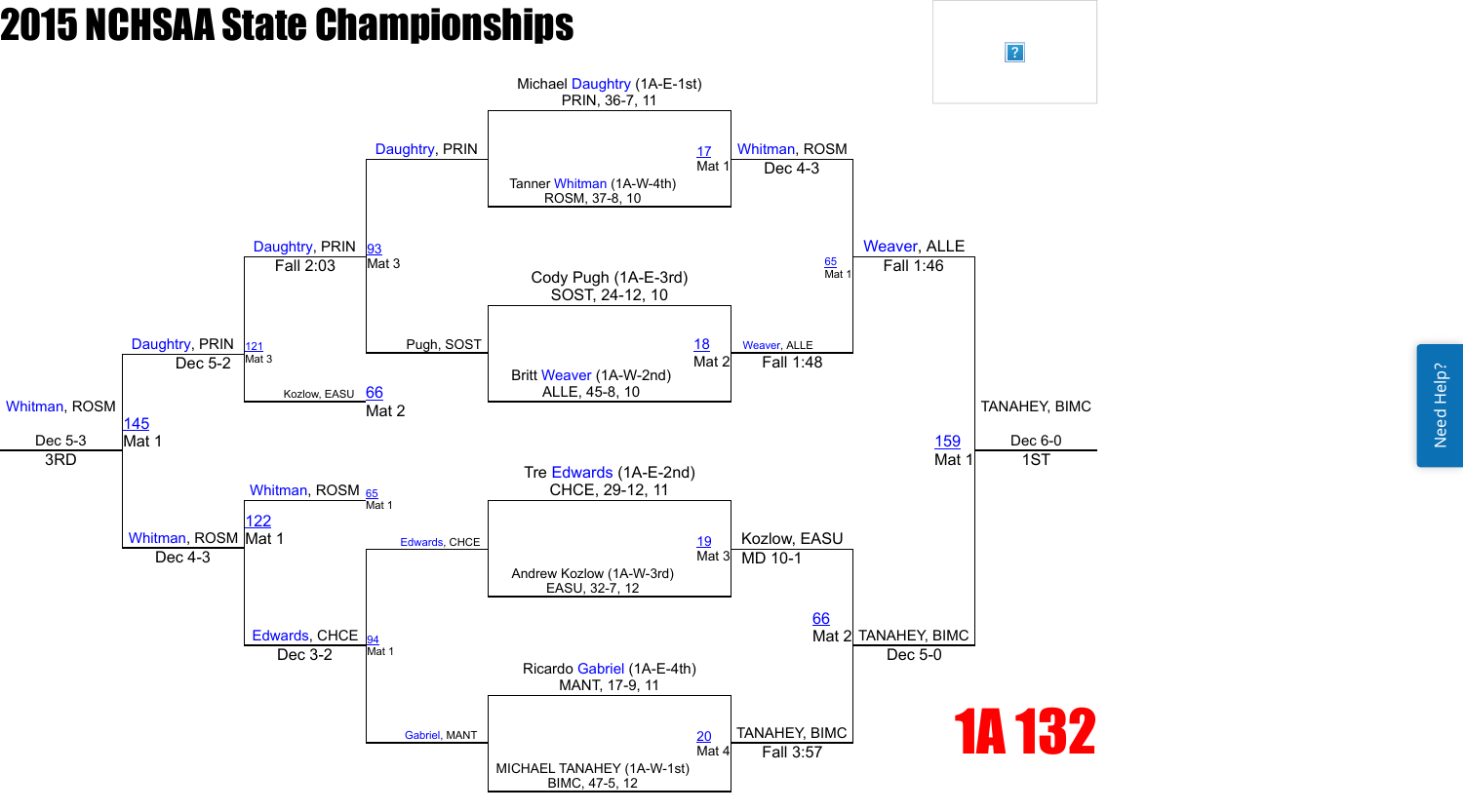# 2015 NCHSAA State Championships

## 1A 132

### Championship Bracket

**First Round**

- Match 17, Mat 1: Michael Daughtry (1A-E-1st) PRIN, 36-7, 11 vs. Tanner Whitman (1A-W-4th) ROSM, 37-8, 10 — Winner: Daughtry, PRIN
- Match 18, Mat 2: Cody Pugh (1A-E-3rd) SOST, 24-12, 10 vs. Britt Weaver (1A-W-2nd) ALLE, 45-8, 10 — Winner: Weaver, ALLE, Fall 1:48
- Match 19, Mat 3: Tre Edwards (1A-E-2nd) CHCE, 29-12, 11 vs. Andrew Kozlow (1A-W-3rd) EASU, 32-7, 12 — Winner: Kozlow, EASU, MD 10-1
- Match 20, Mat 4: Ricardo Gabriel (1A-E-4th) MANT, 17-9, 11 vs. MICHAEL TANAHEY (1A-W-1st) BIMC, 47-5, 12 — Winner: TANAHEY, BIMC, Fall 3:57

**Semifinals**

- Match 65, Mat 1: Daughtry, PRIN vs. Weaver, ALLE — Winner: Weaver, ALLE, Fall 1:46
- Match 66, Mat 2: Kozlow, EASU vs. TANAHEY, BIMC — Winner: TANAHEY, BIMC, Dec 5-0

**Final**

- Match 159, Mat 1: Weaver, ALLE vs. TANAHEY, BIMC — 1ST: TANAHEY, BIMC, Dec 6-0

### Consolation Bracket

**Consolation Round 1**

- Match 93, Mat 3: Daughtry, PRIN vs. Pugh, SOST — Winner: Daughtry, PRIN, Fall 2:03
- Match 94, Mat 1: Edwards, CHCE vs. Gabriel, MANT — Winner: Edwards, CHCE, Dec 3-2

**Consolation Round 2**

- Match 121, Mat 3: Daughtry, PRIN vs. Kozlow, EASU (66, Mat 2) — Winner: Daughtry, PRIN, Dec 5-2
- Match 122, Mat 1: Whitman, ROSM (65, Mat 1) vs. Edwards, CHCE — Winner: Whitman, ROSM, Dec 4-3

**Third Place**

- Match 145, Mat 1: Daughtry, PRIN vs. Whitman, ROSM — 3RD: Whitman, ROSM, Dec 5-3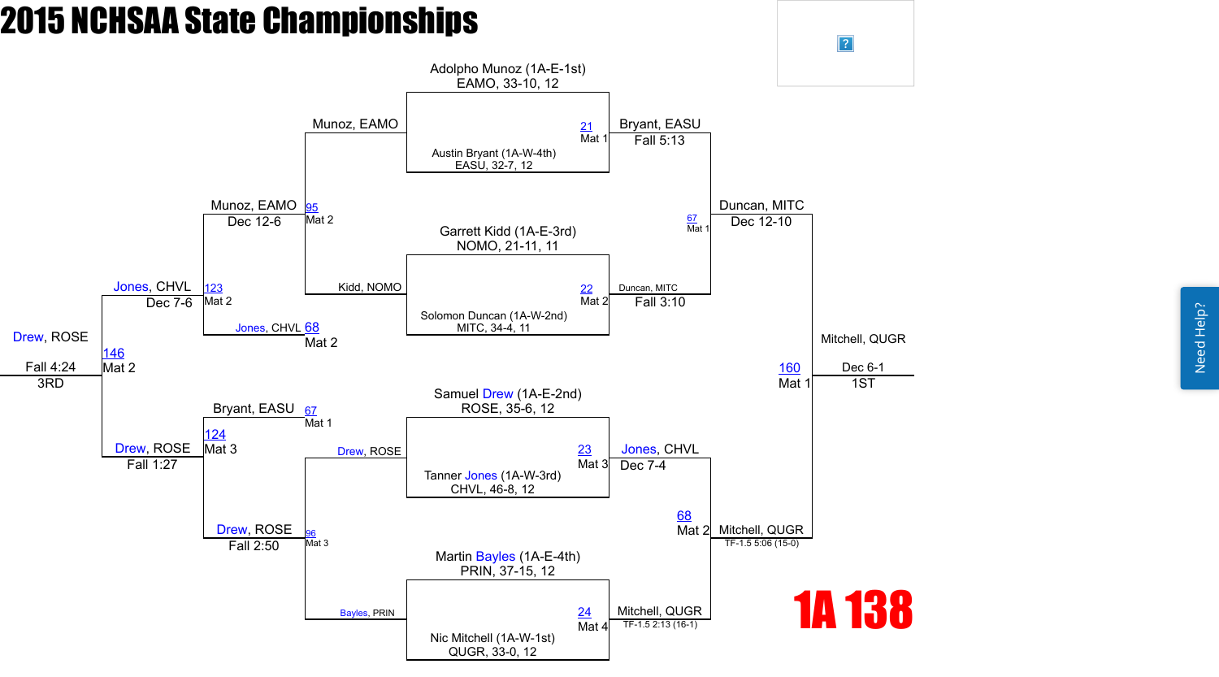# 2015 NCHSAA State Championships

## 1A 138

**Championship Bracket**

| Match | Mat | Wrestler 1 | Wrestler 2 | Winner | Result |
|---|---|---|---|---|---|
| 21 | Mat 1 | Adolpho Munoz (1A-E-1st) EAMO, 33-10, 12 | Austin Bryant (1A-W-4th) EASU, 32-7, 12 | Bryant, EASU | Fall 5:13 |
| 22 | Mat 2 | Garrett Kidd (1A-E-3rd) NOMO, 21-11, 11 | Solomon Duncan (1A-W-2nd) MITC, 34-4, 11 | Duncan, MITC | Fall 3:10 |
| 23 | Mat 3 | Samuel Drew (1A-E-2nd) ROSE, 35-6, 12 | Tanner Jones (1A-W-3rd) CHVL, 46-8, 12 | Jones, CHVL | Dec 7-4 |
| 24 | Mat 4 | Martin Bayles (1A-E-4th) PRIN, 37-15, 12 | Nic Mitchell (1A-W-1st) QUGR, 33-0, 12 | Mitchell, QUGR | TF-1.5 2:13 (16-1) |
| 67 | Mat 1 | Bryant, EASU | Duncan, MITC | Duncan, MITC | Dec 12-10 |
| 68 | Mat 2 | Jones, CHVL | Mitchell, QUGR | Mitchell, QUGR | TF-1.5 5:06 (15-0) |
| 160 | Mat 1 | Duncan, MITC | Mitchell, QUGR | Mitchell, QUGR | Dec 6-1 (1ST) |

**Consolation Bracket**

| Match | Mat | Wrestler 1 | Wrestler 2 | Winner | Result |
|---|---|---|---|---|---|
| 95 | Mat 2 | Munoz, EAMO | Kidd, NOMO | Munoz, EAMO | Dec 12-6 |
| 96 | Mat 3 | Drew, ROSE | Bayles, PRIN | Drew, ROSE | Fall 2:50 |
| 123 | Mat 2 | Munoz, EAMO | Jones, CHVL | Jones, CHVL | Dec 7-6 |
| 124 | Mat 3 | Bryant, EASU | Drew, ROSE | Drew, ROSE | Fall 1:27 |
| 146 | Mat 2 | Jones, CHVL | Drew, ROSE | Drew, ROSE | Fall 4:24 (3RD) |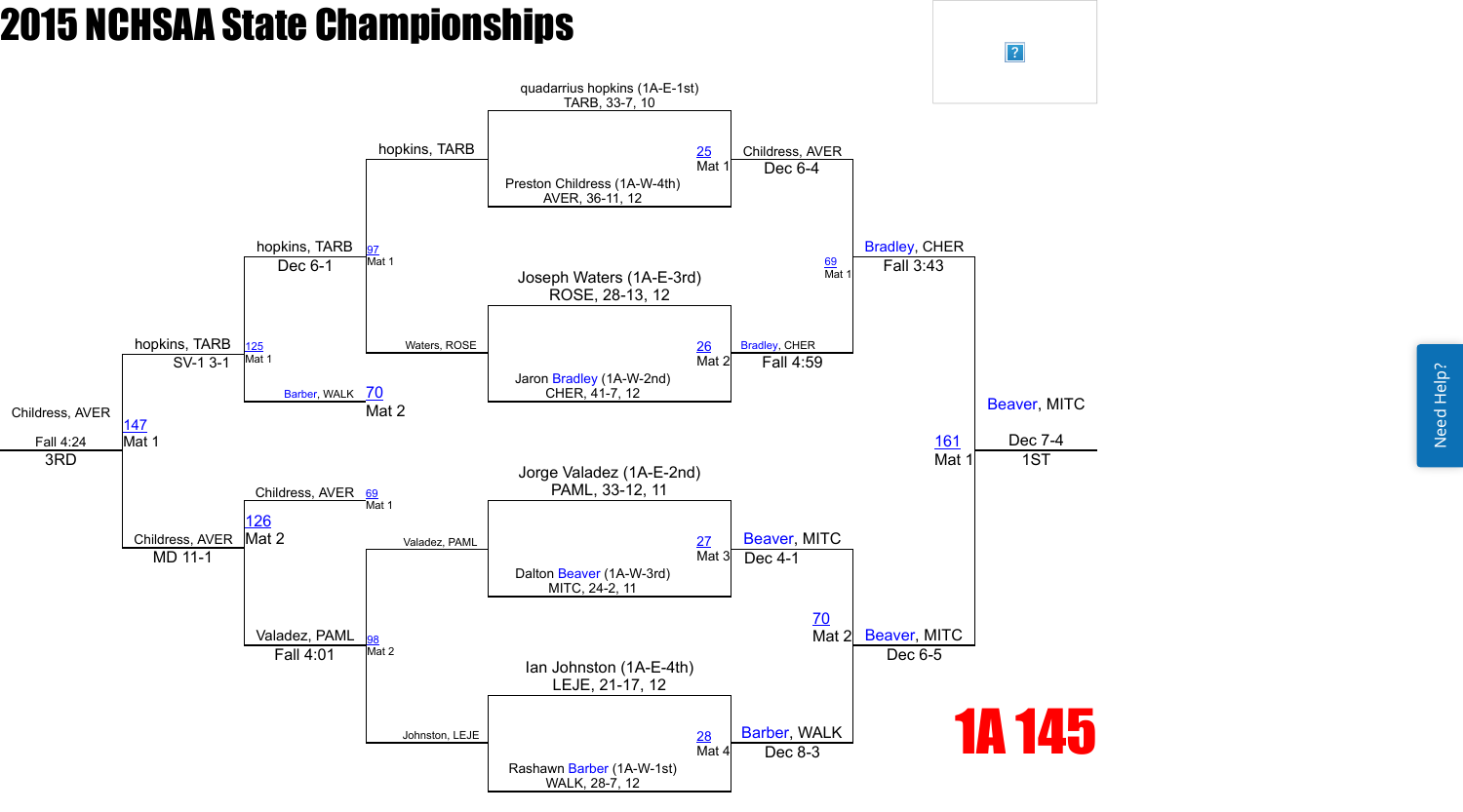# 2015 NCHSAA State Championships

## 1A 145

### Championship Bracket

**First Round**

| Bout | Mat | Wrestler 1 | Wrestler 2 | Winner | Result |
|---|---|---|---|---|---|
| 25 | Mat 1 | quadarrius hopkins (1A-E-1st) TARB, 33-7, 10 | Preston Childress (1A-W-4th) AVER, 36-11, 12 | Childress, AVER | Dec 6-4 |
| 26 | Mat 2 | Joseph Waters (1A-E-3rd) ROSE, 28-13, 12 | Jaron Bradley (1A-W-2nd) CHER, 41-7, 12 | Bradley, CHER | Fall 4:59 |
| 27 | Mat 3 | Jorge Valadez (1A-E-2nd) PAML, 33-12, 11 | Dalton Beaver (1A-W-3rd) MITC, 24-2, 11 | Beaver, MITC | Dec 4-1 |
| 28 | Mat 4 | Ian Johnston (1A-E-4th) LEJE, 21-17, 12 | Rashawn Barber (1A-W-1st) WALK, 28-7, 12 | Barber, WALK | Dec 8-3 |

**Semifinals**

| Bout | Mat | Wrestler 1 | Wrestler 2 | Winner | Result |
|---|---|---|---|---|---|
| 69 | Mat 1 | Childress, AVER | Bradley, CHER | Bradley, CHER | Fall 3:43 |
| 70 | Mat 2 | Beaver, MITC | Barber, WALK | Beaver, MITC | Dec 6-5 |

**Final (1ST)**

| Bout | Mat | Wrestler 1 | Wrestler 2 | Winner | Result |
|---|---|---|---|---|---|
| 161 | Mat 1 | Bradley, CHER | Beaver, MITC | Beaver, MITC | Dec 7-4 |

### Consolation Bracket

**Consolation First Round**

| Bout | Mat | Wrestler 1 | Wrestler 2 | Winner | Result |
|---|---|---|---|---|---|
| 97 | Mat 1 | hopkins, TARB | Waters, ROSE | hopkins, TARB | Dec 6-1 |
| 98 | Mat 2 | Valadez, PAML | Johnston, LEJE | Valadez, PAML | Fall 4:01 |

**Consolation Semifinals**

| Bout | Mat | Wrestler 1 | Wrestler 2 | Winner | Result |
|---|---|---|---|---|---|
| 125 | Mat 1 | hopkins, TARB | Barber, WALK | hopkins, TARB | SV-1 3-1 |
| 126 | Mat 2 | Childress, AVER | Valadez, PAML | Childress, AVER | MD 11-1 |

**Third Place (3RD)**

| Bout | Mat | Wrestler 1 | Wrestler 2 | Winner | Result |
|---|---|---|---|---|---|
| 147 | Mat 1 | hopkins, TARB | Childress, AVER | Childress, AVER | Fall 4:24 |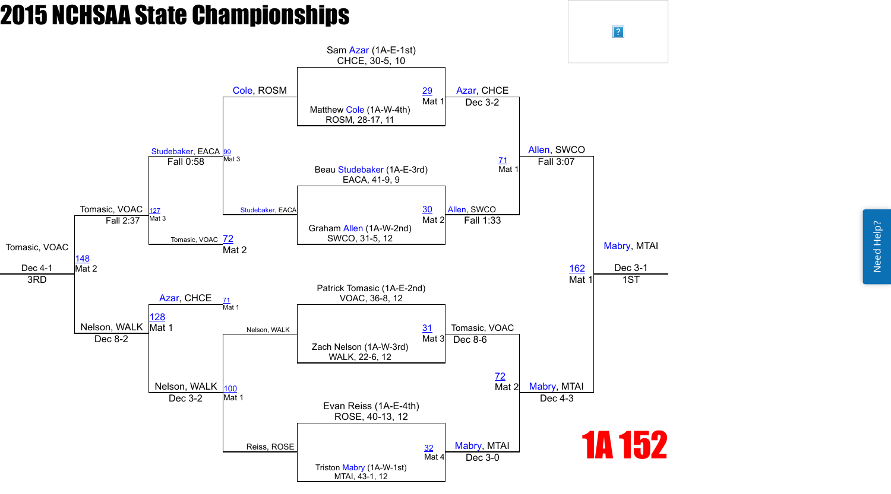# 2015 NCHSAA State Championships

## 1A 152

### Championship Bracket

**First Round**

| Bout | Mat | Wrestler 1 | Wrestler 2 | Winner | Result |
|---|---|---|---|---|---|
| 29 | Mat 1 | Sam Azar (1A-E-1st) CHCE, 30-5, 10 | Matthew Cole (1A-W-4th) ROSM, 28-17, 11 | Azar, CHCE | Dec 3-2 |
| 30 | Mat 2 | Beau Studebaker (1A-E-3rd) EACA, 41-9, 9 | Graham Allen (1A-W-2nd) SWCO, 31-5, 12 | Allen, SWCO | Fall 1:33 |
| 31 | Mat 3 | Patrick Tomasic (1A-E-2nd) VOAC, 36-8, 12 | Zach Nelson (1A-W-3rd) WALK, 22-6, 12 | Tomasic, VOAC | Dec 8-6 |
| 32 | Mat 4 | Evan Reiss (1A-E-4th) ROSE, 40-13, 12 | Triston Mabry (1A-W-1st) MTAI, 43-1, 12 | Mabry, MTAI | Dec 3-0 |

**Semifinals**

| Bout | Mat | Wrestler 1 | Wrestler 2 | Winner | Result |
|---|---|---|---|---|---|
| 71 | Mat 1 | Azar, CHCE | Allen, SWCO | Allen, SWCO | Fall 3:07 |
| 72 | Mat 2 | Tomasic, VOAC | Mabry, MTAI | Mabry, MTAI | Dec 4-3 |

**Final (1st Place)**

| Bout | Mat | Wrestler 1 | Wrestler 2 | Winner | Result |
|---|---|---|---|---|---|
| 162 | Mat 1 | Allen, SWCO | Mabry, MTAI | Mabry, MTAI | Dec 3-1 |

### Consolation Bracket

| Bout | Mat | Wrestler 1 | Wrestler 2 | Winner | Result |
|---|---|---|---|---|---|
| 99 | Mat 3 | Cole, ROSM | Studebaker, EACA | Studebaker, EACA | Fall 0:58 |
| 100 | Mat 1 | Nelson, WALK | Reiss, ROSE | Nelson, WALK | Dec 3-2 |
| 127 | Mat 3 | Studebaker, EACA | Tomasic, VOAC (72, Mat 2) | Tomasic, VOAC | Fall 2:37 |
| 128 | Mat 1 | Azar, CHCE (71, Mat 1) | Nelson, WALK | Nelson, WALK | Dec 8-2 |
| 148 | Mat 2 | Tomasic, VOAC | Nelson, WALK | Tomasic, VOAC (3RD) | Dec 4-1 |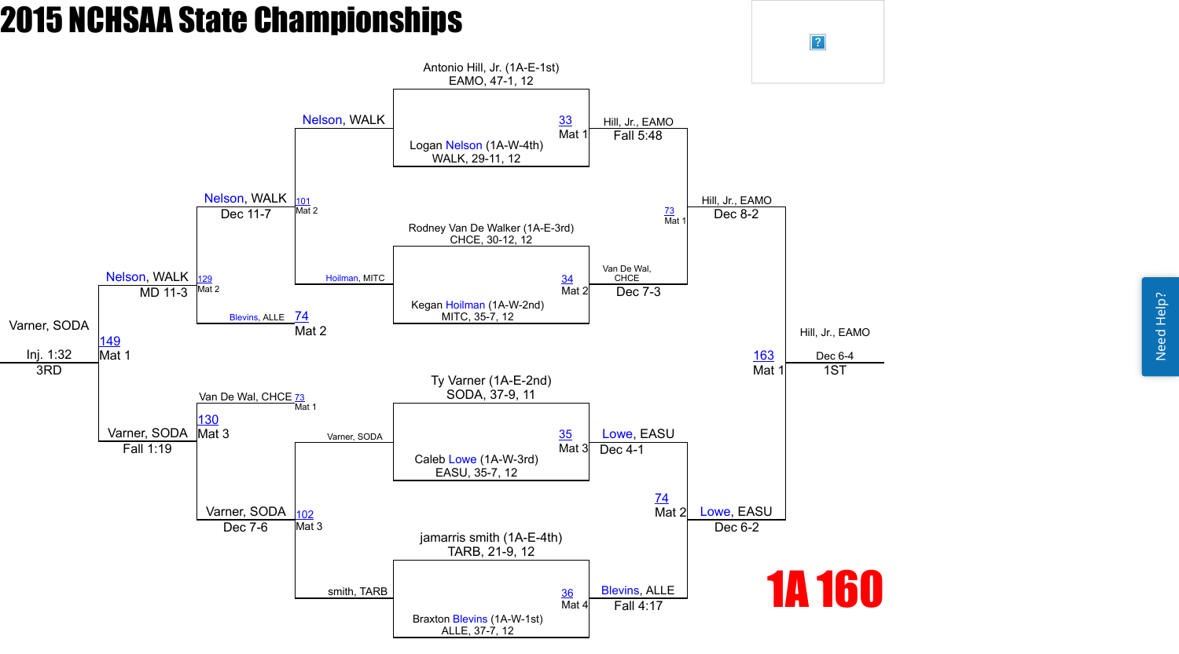# 2015 NCHSAA State Championships

## 1A 160

### Championship Bracket

**Quarterfinals**

- Match 33 (Mat 1): Antonio Hill, Jr. (1A-E-1st) EAMO, 47-1, 12 vs. Logan Nelson (1A-W-4th) WALK, 29-11, 12 — Hill, Jr., EAMO, Fall 5:48
- Match 34 (Mat 2): Rodney Van De Walker (1A-E-3rd) CHCE, 30-12, 12 vs. Kegan Hoilman (1A-W-2nd) MITC, 35-7, 12 — Van De Wal, CHCE, Dec 7-3
- Match 35 (Mat 3): Ty Varner (1A-E-2nd) SODA, 37-9, 11 vs. Caleb Lowe (1A-W-3rd) EASU, 35-7, 12 — Lowe, EASU, Dec 4-1
- Match 36 (Mat 4): jamarris smith (1A-E-4th) TARB, 21-9, 12 vs. Braxton Blevins (1A-W-1st) ALLE, 37-7, 12 — Blevins, ALLE, Fall 4:17

**Semifinals**

- Match 73 (Mat 1): Hill, Jr., EAMO vs. Van De Wal, CHCE — Hill, Jr., EAMO, Dec 8-2
- Match 74 (Mat 2): Lowe, EASU vs. Blevins, ALLE — Lowe, EASU, Dec 6-2

**Final**

- Match 163 (Mat 1): Hill, Jr., EAMO vs. Lowe, EASU — Hill, Jr., EAMO, Dec 6-4 — 1ST

### Consolation Bracket

- Match 101 (Mat 2): Nelson, WALK vs. Hoilman, MITC — Nelson, WALK
- Match 102 (Mat 3): Varner, SODA vs. smith, TARB — Varner, SODA, Dec 7-6
- Match 129 (Mat 2): Nelson, WALK vs. Blevins, ALLE (74, Mat 2) — Nelson, WALK, Dec 11-7
- Match 130 (Mat 3): Van De Wal, CHCE (73, Mat 1) vs. Varner, SODA — Varner, SODA, Fall 1:19
- Match 149 (Mat 1): Nelson, WALK vs. Varner, SODA — Nelson, WALK, MD 11-3
- 3RD: Varner, SODA, Inj. 1:32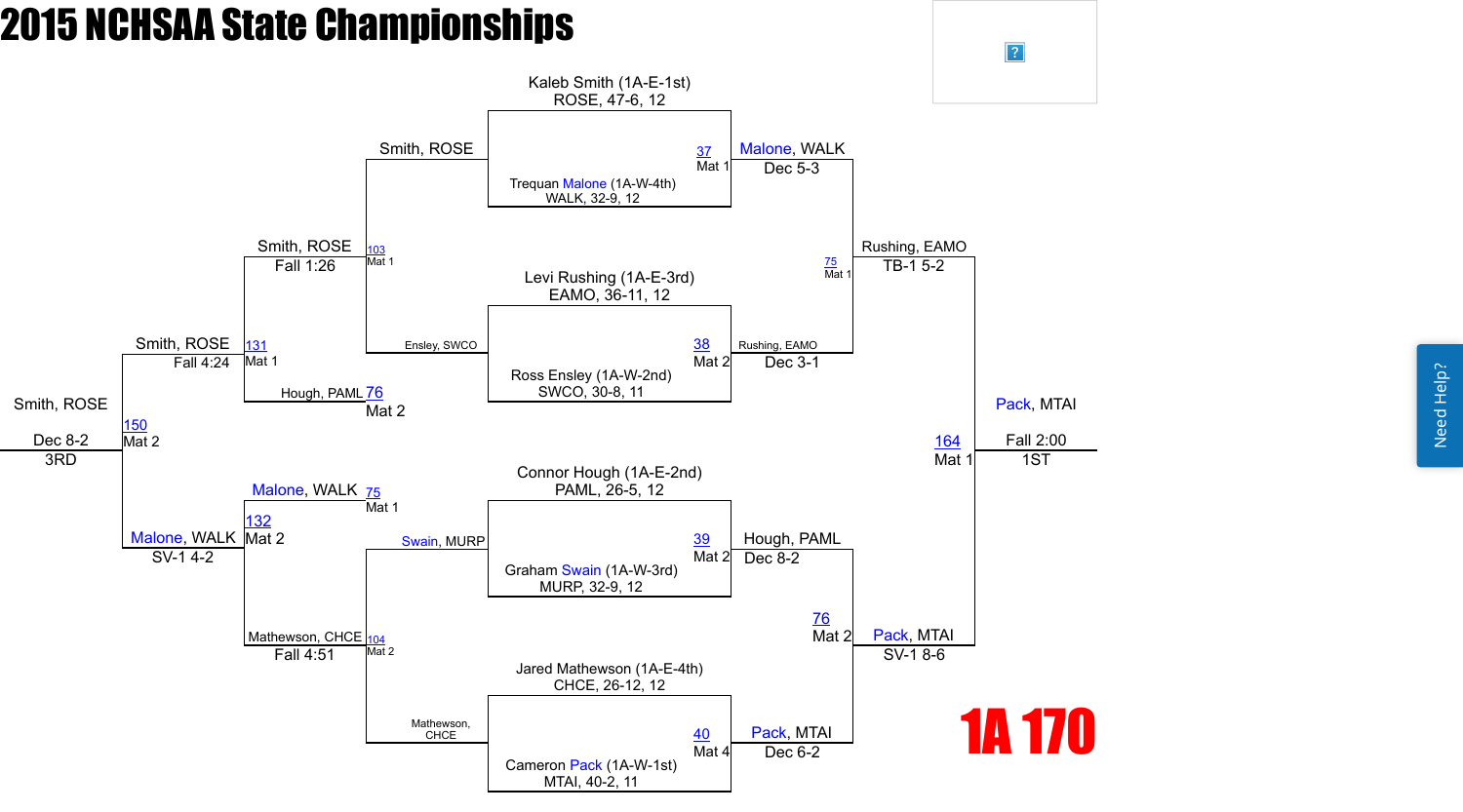# 2015 NCHSAA State Championships

## 1A 170

### Championship Bracket

**Quarterfinals**

| Bout | Mat | Wrestler 1 | Wrestler 2 | Winner | Result |
| --- | --- | --- | --- | --- | --- |
| 37 | Mat 1 | Kaleb Smith (1A-E-1st) ROSE, 47-6, 12 | Trequan Malone (1A-W-4th) WALK, 32-9, 12 | Malone, WALK | Dec 5-3 |
| 38 | Mat 2 | Levi Rushing (1A-E-3rd) EAMO, 36-11, 12 | Ross Ensley (1A-W-2nd) SWCO, 30-8, 11 | Rushing, EAMO | Dec 3-1 |
| 39 | Mat 2 | Connor Hough (1A-E-2nd) PAML, 26-5, 12 | Graham Swain (1A-W-3rd) MURP, 32-9, 12 | Hough, PAML | Dec 8-2 |
| 40 | Mat 4 | Jared Mathewson (1A-E-4th) CHCE, 26-12, 12 | Cameron Pack (1A-W-1st) MTAI, 40-2, 11 | Pack, MTAI | Dec 6-2 |

**Semifinals**

| Bout | Mat | Wrestler 1 | Wrestler 2 | Winner | Result |
| --- | --- | --- | --- | --- | --- |
| 75 | Mat 1 | Malone, WALK | Rushing, EAMO | Rushing, EAMO | TB-1 5-2 |
| 76 | Mat 2 | Hough, PAML | Pack, MTAI | Pack, MTAI | SV-1 8-6 |

**Final**

| Bout | Mat | Wrestler 1 | Wrestler 2 | Winner | Result |
| --- | --- | --- | --- | --- | --- |
| 164 | Mat 1 | Rushing, EAMO | Pack, MTAI | Pack, MTAI | Fall 2:00 (1ST) |

### Consolation Bracket

| Bout | Mat | Wrestler 1 | Wrestler 2 | Winner | Result |
| --- | --- | --- | --- | --- | --- |
| 103 | Mat 1 | Smith, ROSE | Ensley, SWCO | Smith, ROSE | Fall 1:26 |
| 104 | Mat 2 | Swain, MURP | Mathewson, CHCE | Mathewson, CHCE | Fall 4:51 |
| 131 | Mat 1 | Smith, ROSE | Hough, PAML (76, Mat 2) | Smith, ROSE | Fall 4:24 |
| 132 | Mat 2 | Malone, WALK (75, Mat 1) | Mathewson, CHCE | Malone, WALK | SV-1 4-2 |
| 150 | Mat 2 | Smith, ROSE | Malone, WALK | Smith, ROSE | Dec 8-2 (3RD) |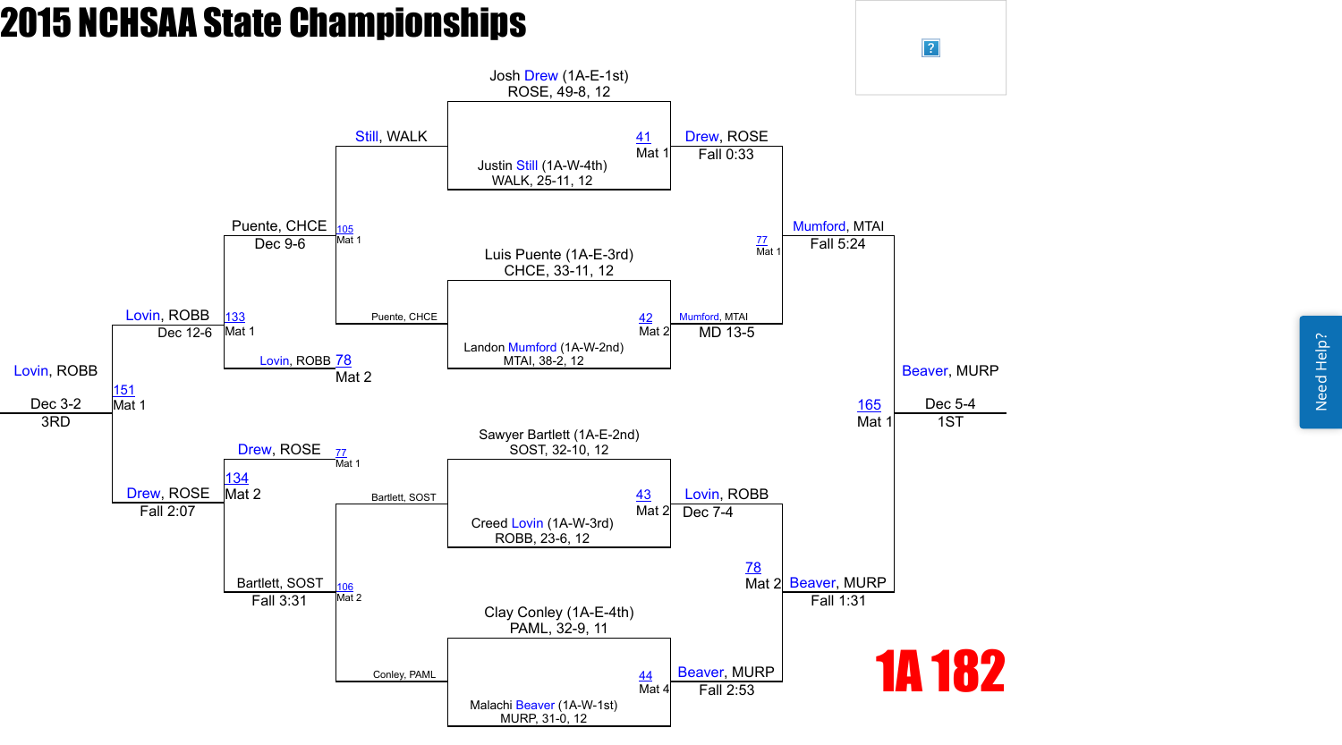# 2015 NCHSAA State Championships

## 1A 182

### Championship Bracket

| Match | Wrestler 1 | Wrestler 2 | Mat | Winner | Result |
|---|---|---|---|---|---|
| 41 | Josh Drew (1A-E-1st) ROSE, 49-8, 12 | Justin Still (1A-W-4th) WALK, 25-11, 12 | Mat 1 | Drew, ROSE | Fall 0:33 |
| 42 | Luis Puente (1A-E-3rd) CHCE, 33-11, 12 | Landon Mumford (1A-W-2nd) MTAI, 38-2, 12 | Mat 2 | Mumford, MTAI | MD 13-5 |
| 43 | Sawyer Bartlett (1A-E-2nd) SOST, 32-10, 12 | Creed Lovin (1A-W-3rd) ROBB, 23-6, 12 | Mat 2 | Lovin, ROBB | Dec 7-4 |
| 44 | Clay Conley (1A-E-4th) PAML, 32-9, 11 | Malachi Beaver (1A-W-1st) MURP, 31-0, 12 | Mat 4 | Beaver, MURP | Fall 2:53 |
| 77 | Drew, ROSE | Mumford, MTAI | Mat 1 | Mumford, MTAI | Fall 5:24 |
| 78 | Lovin, ROBB | Beaver, MURP | Mat 2 | Beaver, MURP | Fall 1:31 |
| 165 | Mumford, MTAI | Beaver, MURP | Mat 1 | Beaver, MURP | Dec 5-4 (1ST) |

### Consolation Bracket

| Match | Wrestler 1 | Wrestler 2 | Mat | Winner | Result |
|---|---|---|---|---|---|
| 105 | Still, WALK | Puente, CHCE | Mat 1 | Puente, CHCE | Dec 9-6 |
| 106 | Bartlett, SOST | Conley, PAML | Mat 2 | Bartlett, SOST | Fall 3:31 |
| 133 | Puente, CHCE | Lovin, ROBB (78) | Mat 1 | Lovin, ROBB | Dec 12-6 |
| 134 | Drew, ROSE (77) | Bartlett, SOST | Mat 2 | Drew, ROSE | Fall 2:07 |
| 151 | Lovin, ROBB | Drew, ROSE | Mat 1 | Lovin, ROBB | Dec 3-2 (3RD) |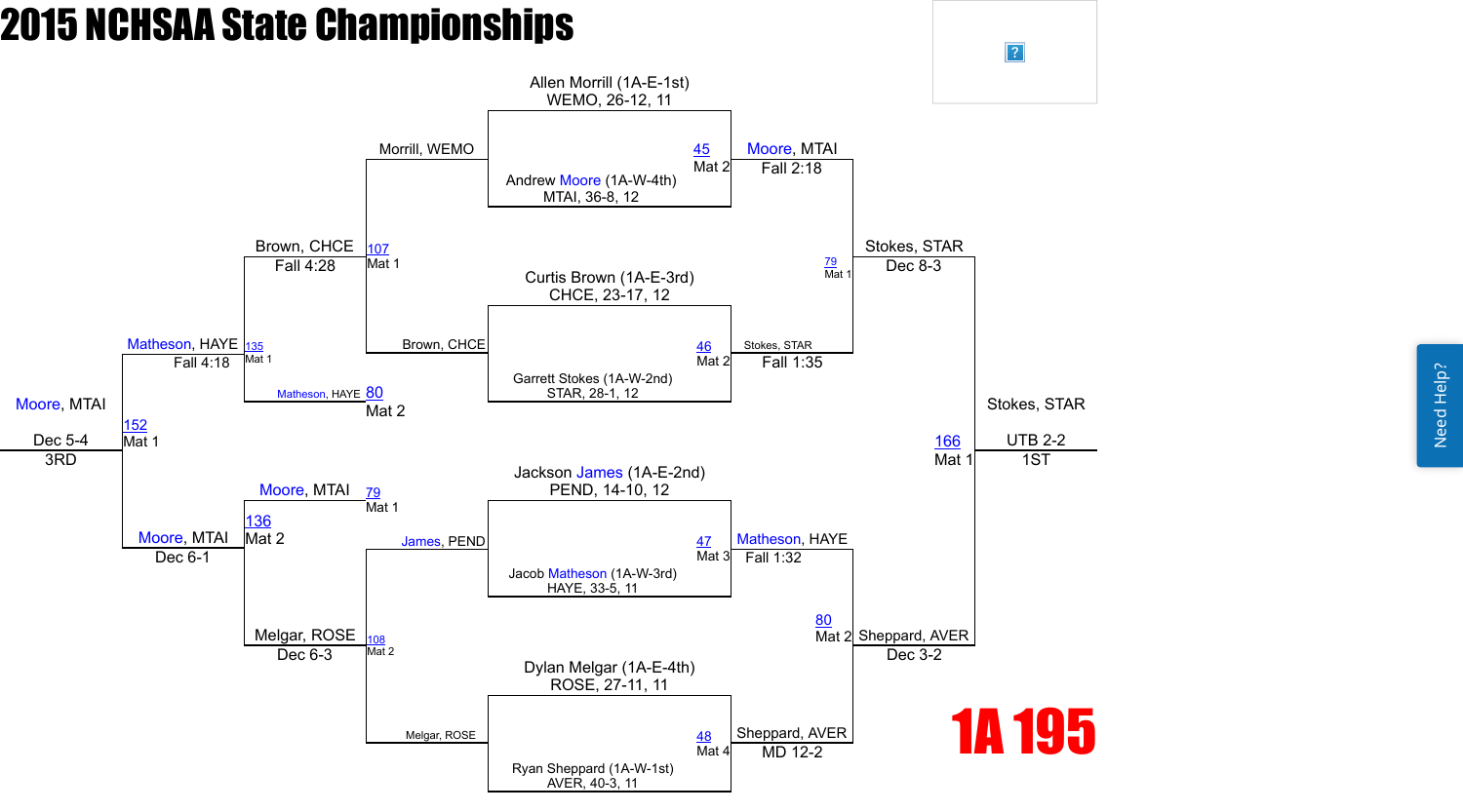# 2015 NCHSAA State Championships

## 1A 195

### Championship Bracket

| Bout | Mat | Wrestler 1 | Wrestler 2 | Winner | Result |
|---|---|---|---|---|---|
| 45 | Mat 2 | Allen Morrill (1A-E-1st) WEMO, 26-12, 11 | Andrew Moore (1A-W-4th) MTAI, 36-8, 12 | Moore, MTAI | Fall 2:18 |
| 46 | Mat 2 | Curtis Brown (1A-E-3rd) CHCE, 23-17, 12 | Garrett Stokes (1A-W-2nd) STAR, 28-1, 12 | Stokes, STAR | Fall 1:35 |
| 47 | Mat 3 | Jackson James (1A-E-2nd) PEND, 14-10, 12 | Jacob Matheson (1A-W-3rd) HAYE, 33-5, 11 | Matheson, HAYE | Fall 1:32 |
| 48 | Mat 4 | Dylan Melgar (1A-E-4th) ROSE, 27-11, 11 | Ryan Sheppard (1A-W-1st) AVER, 40-3, 11 | Sheppard, AVER | MD 12-2 |
| 79 | Mat 1 | Moore, MTAI | Stokes, STAR | Stokes, STAR | Dec 8-3 |
| 80 | Mat 2 | Matheson, HAYE | Sheppard, AVER | Sheppard, AVER | Dec 3-2 |
| 166 | Mat 1 | Stokes, STAR | Sheppard, AVER | Stokes, STAR | UTB 2-2 (1ST) |

### Consolation Bracket

| Bout | Mat | Wrestler 1 | Wrestler 2 | Winner | Result |
|---|---|---|---|---|---|
| 107 | Mat 1 | Morrill, WEMO | Brown, CHCE | Brown, CHCE | Fall 4:28 |
| 108 | Mat 2 | James, PEND | Melgar, ROSE | Melgar, ROSE | Dec 6-3 |
| 135 | Mat 1 | Brown, CHCE | Matheson, HAYE (80, Mat 2) | Matheson, HAYE | Fall 4:18 |
| 136 | Mat 2 | Moore, MTAI (79, Mat 1) | Melgar, ROSE | Moore, MTAI | Dec 6-1 |
| 152 | Mat 1 | Matheson, HAYE | Moore, MTAI | Moore, MTAI | Dec 5-4 (3RD) |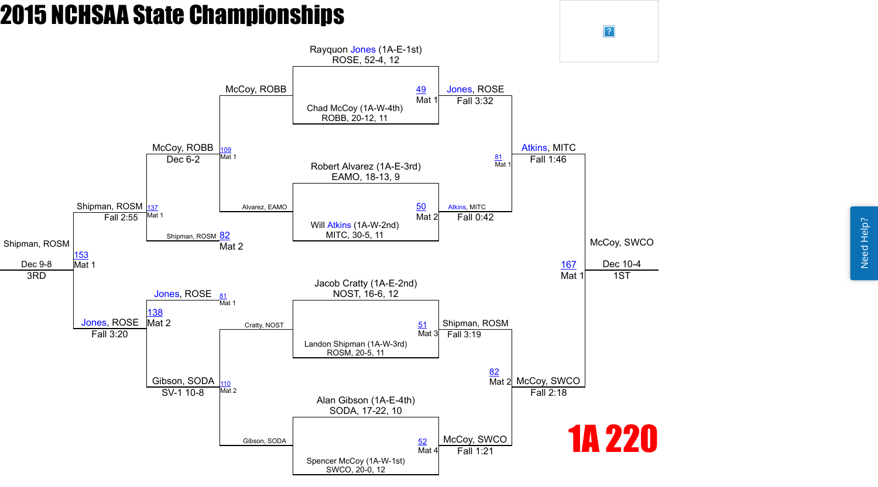# 2015 NCHSAA State Championships

## 1A 220

### Championship Bracket

**First Round**

- Rayquon Jones (1A-E-1st), ROSE, 52-4, 12 vs. Chad McCoy (1A-W-4th), ROBB, 20-12, 11 — Bout 49, Mat 1 — Jones, ROSE, Fall 3:32
- Robert Alvarez (1A-E-3rd), EAMO, 18-13, 9 vs. Will Atkins (1A-W-2nd), MITC, 30-5, 11 — Bout 50, Mat 2 — Atkins, MITC, Fall 0:42
- Jacob Cratty (1A-E-2nd), NOST, 16-6, 12 vs. Landon Shipman (1A-W-3rd), ROSM, 20-5, 11 — Bout 51, Mat 3 — Shipman, ROSM, Fall 3:19
- Alan Gibson (1A-E-4th), SODA, 17-22, 10 vs. Spencer McCoy (1A-W-1st), SWCO, 20-0, 12 — Bout 52, Mat 4 — McCoy, SWCO, Fall 1:21

**Semifinals**

- Jones, ROSE vs. Atkins, MITC — Bout 81, Mat 1 — Atkins, MITC, Fall 1:46
- Shipman, ROSM vs. McCoy, SWCO — Bout 82, Mat 2 — McCoy, SWCO, Fall 2:18

**Final**

- Atkins, MITC vs. McCoy, SWCO — Bout 167, Mat 1 — McCoy, SWCO, Dec 10-4 — 1ST

### Consolation Bracket

- McCoy, ROBB vs. Alvarez, EAMO — Bout 109, Mat 1 — McCoy, ROBB
- Cratty, NOST vs. Gibson, SODA — Bout 110, Mat 2 — Gibson, SODA
- McCoy, ROBB vs. Shipman, ROSM (Bout 82, Mat 2) — Bout 137, Mat 1 — Shipman, ROSM, Fall 2:55
- Jones, ROSE (Bout 81, Mat 1) vs. Gibson, SODA — Bout 138, Mat 2 — Jones, ROSE, Fall 3:20
- McCoy, ROBB — Dec 6-2
- Gibson, SODA — SV-1 10-8

**Third Place**

- Shipman, ROSM vs. Jones, ROSE — Bout 153, Mat 1 — Shipman, ROSM, Dec 9-8 — 3RD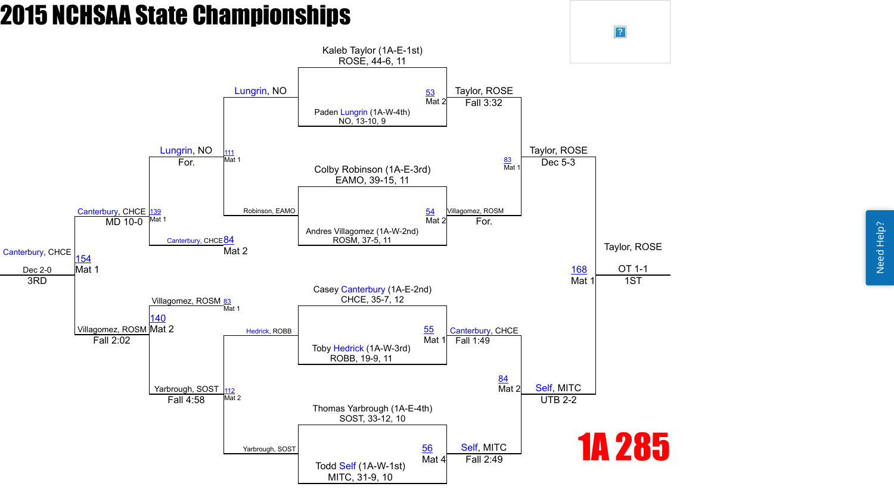# 2015 NCHSAA State Championships

## 1A 285

### Championship Bracket

**Quarterfinals**

- Kaleb Taylor (1A-E-1st), ROSE, 44-6, 11 vs. Paden Lungrin (1A-W-4th), NO, 13-10, 9 — Bout 53, Mat 2 — Taylor, ROSE, Fall 3:32
- Colby Robinson (1A-E-3rd), EAMO, 39-15, 11 vs. Andres Villagomez (1A-W-2nd), ROSM, 37-5, 11 — Bout 54, Mat 2 — Villagomez, ROSM, For.
- Casey Canterbury (1A-E-2nd), CHCE, 35-7, 12 vs. Toby Hedrick (1A-W-3rd), ROBB, 19-9, 11 — Bout 55, Mat 1 — Canterbury, CHCE, Fall 1:49
- Thomas Yarbrough (1A-E-4th), SOST, 33-12, 10 vs. Todd Self (1A-W-1st), MITC, 31-9, 10 — Bout 56, Mat 4 — Self, MITC, Fall 2:49

**Semifinals**

- Taylor, ROSE vs. Villagomez, ROSM — Bout 83, Mat 1 — Taylor, ROSE, Dec 5-3
- Canterbury, CHCE vs. Self, MITC — Bout 84, Mat 2 — Self, MITC, UTB 2-2

**Final**

- Taylor, ROSE vs. Self, MITC — Bout 168, Mat 1 — Taylor, ROSE, OT 1-1 — 1ST

### Consolation Bracket

**Consolation Round 1**

- Lungrin, NO vs. Robinson, EAMO — Bout 111, Mat 1 — Lungrin, NO, For.
- Hedrick, ROBB vs. Yarbrough, SOST — Bout 112, Mat 2 — Yarbrough, SOST, Fall 4:58

**Consolation Round 2**

- Lungrin, NO vs. Canterbury, CHCE — Bout 139, Mat 1 — Canterbury, CHCE, MD 10-0
- Villagomez, ROSM vs. Yarbrough, SOST — Bout 140, Mat 2 — Villagomez, ROSM, Fall 2:02

**3rd Place**

- Canterbury, CHCE vs. Villagomez, ROSM — Bout 154, Mat 1 — Canterbury, CHCE, Dec 2-0 — 3RD